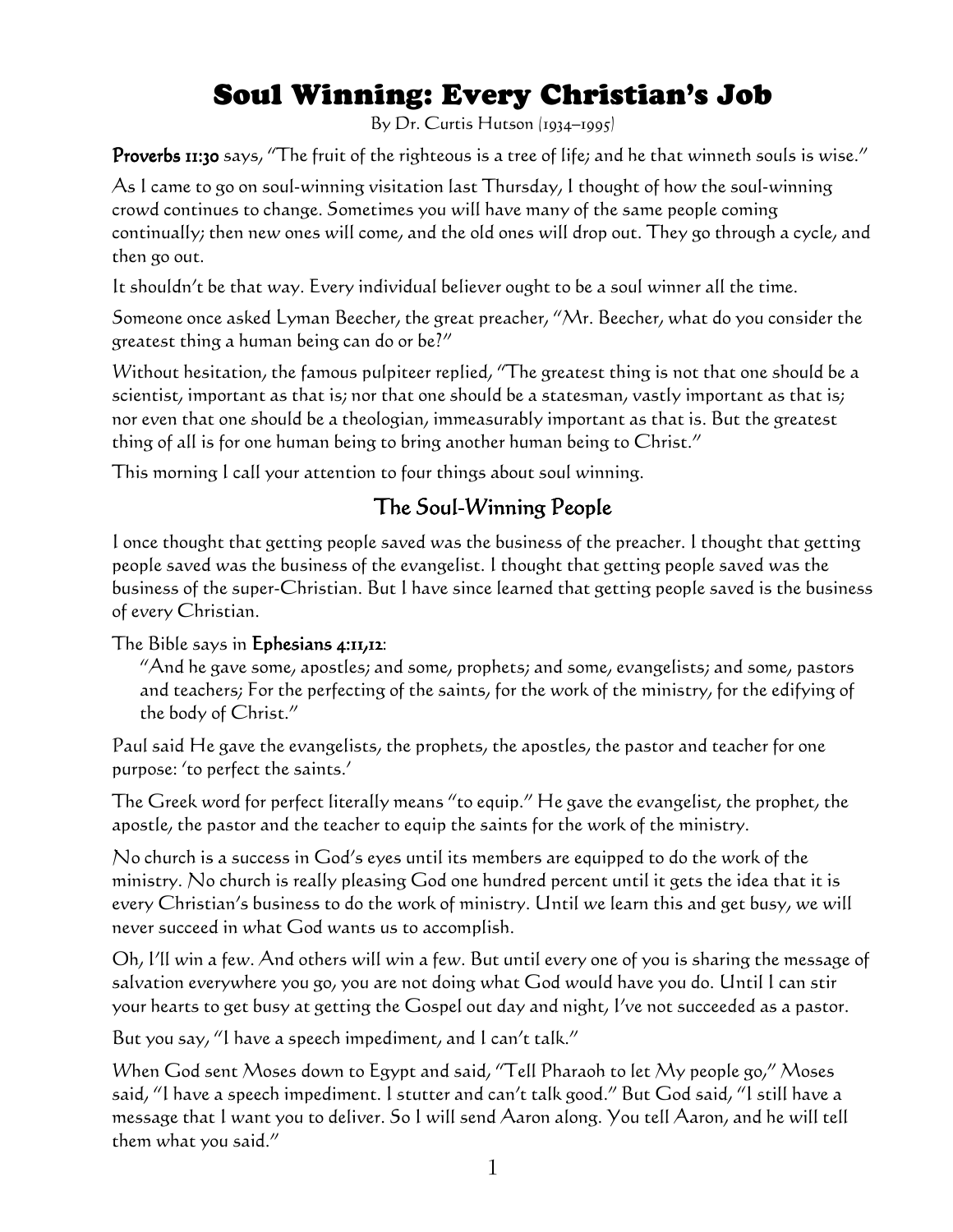# Soul Winning: Every Christian's Job

By Dr. Curtis Hutson (1934–1995)

**Proverbs 11:30** says, "The fruit of the righteous is a tree of life; and he that winneth souls is wise."

As I came to go on soul-winning visitation last Thursday, I thought of how the soul-winning crowd continues to change. Sometimes you will have many of the same people coming continually; then new ones will come, and the old ones will drop out. They go through a cycle, and then go out.

It shouldn't be that way. Every individual believer ought to be a soul winner all the time.

Someone once asked Lyman Beecher, the great preacher, "Mr. Beecher, what do you consider the greatest thing a human being can do or be?"

Without hesitation, the famous pulpiteer replied, "The greatest thing is not that one should be a scientist, important as that is; nor that one should be a statesman, vastly important as that is; nor even that one should be a theologian, immeasurably important as that is. But the greatest thing of all is for one human being to bring another human being to Christ."

This morning I call your attention to four things about soul winning.

## The Soul-Winning People

I once thought that getting people saved was the business of the preacher. I thought that getting people saved was the business of the evangelist. I thought that getting people saved was the business of the super-Christian. But I have since learned that getting people saved is the business of every Christian.

The Bible says in **Ephesians 4:11,12**:

> "And he gave some, apostles; and some, prophets; and some, evangelists; and some, pastors and teachers; For the perfecting of the saints, for the work of the ministry, for the edifying of the body of Christ."

Paul said He gave the evangelists, the prophets, the apostles, the pastor and teacher for one purpose: 'to perfect the saints.'

The Greek word for perfect literally means "to equip." He gave the evangelist, the prophet, the apostle, the pastor and the teacher to equip the saints for the work of the ministry.

No church is a success in God's eyes until its members are equipped to do the work of the ministry. No church is really pleasing God one hundred percent until it gets the idea that it is every Christian's business to do the work of ministry. Until we learn this and get busy, we will never succeed in what God wants us to accomplish.

Oh, I'll win a few. And others will win a few. But until every one of you is sharing the message of salvation everywhere you go, you are not doing what God would have you do. Until I can stir your hearts to get busy at getting the Gospel out day and night, I've not succeeded as a pastor.

But you say, "I have a speech impediment, and I can't talk."

When God sent Moses down to Egypt and said, "Tell Pharaoh to let My people go," Moses said, "I have a speech impediment. I stutter and can't talk good." But God said, "I still have a message that I want you to deliver. So I will send Aaron along. You tell Aaron, and he will tell them what you said."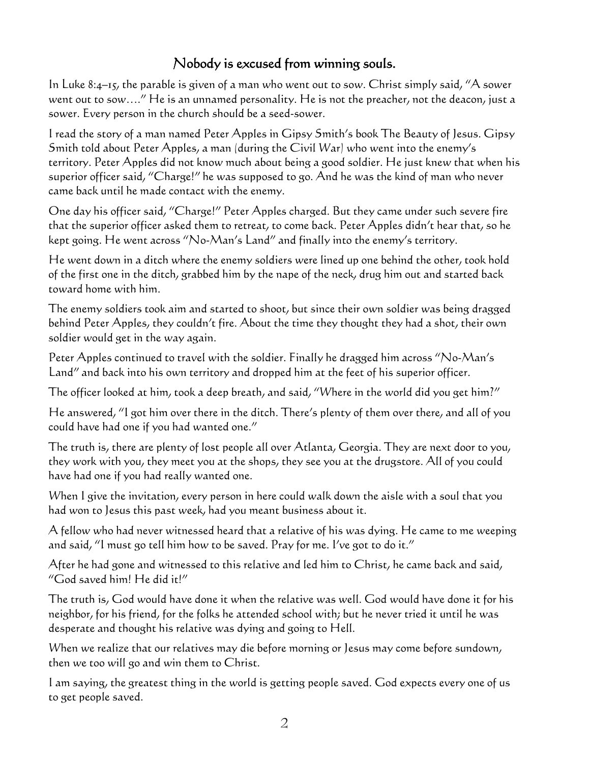## Nobody is excused from winning souls.

In Luke 8:4–15, the parable is given of a man who went out to sow. Christ simply said, "A sower went out to sow…." He is an unnamed personality. He is not the preacher, not the deacon, just a sower. Every person in the church should be a seed-sower.

I read the story of a man named Peter Apples in Gipsy Smith's book The Beauty of Jesus. Gipsy Smith told about Peter Apples, a man (during the Civil War) who went into the enemy's territory. Peter Apples did not know much about being a good soldier. He just knew that when his superior officer said, "Charge!" he was supposed to go. And he was the kind of man who never came back until he made contact with the enemy.

One day his officer said, "Charge!" Peter Apples charged. But they came under such severe fire that the superior officer asked them to retreat, to come back. Peter Apples didn't hear that, so he kept going. He went across "No-Man's Land" and finally into the enemy's territory.

He went down in a ditch where the enemy soldiers were lined up one behind the other, took hold of the first one in the ditch, grabbed him by the nape of the neck, drug him out and started back toward home with him.

The enemy soldiers took aim and started to shoot, but since their own soldier was being dragged behind Peter Apples, they couldn't fire. About the time they thought they had a shot, their own soldier would get in the way again.

Peter Apples continued to travel with the soldier. Finally he dragged him across "No-Man's Land" and back into his own territory and dropped him at the feet of his superior officer.

The officer looked at him, took a deep breath, and said, "Where in the world did you get him?"

He answered, "I got him over there in the ditch. There's plenty of them over there, and all of you could have had one if you had wanted one."

The truth is, there are plenty of lost people all over Atlanta, Georgia. They are next door to you, they work with you, they meet you at the shops, they see you at the drugstore. All of you could have had one if you had really wanted one.

When I give the invitation, every person in here could walk down the aisle with a soul that you had won to Jesus this past week, had you meant business about it.

A fellow who had never witnessed heard that a relative of his was dying. He came to me weeping and said, "I must go tell him how to be saved. Pray for me. I've got to do it."

After he had gone and witnessed to this relative and led him to Christ, he came back and said, "God saved him! He did it!"

The truth is, God would have done it when the relative was well. God would have done it for his neighbor, for his friend, for the folks he attended school with; but he never tried it until he was desperate and thought his relative was dying and going to Hell.

When we realize that our relatives may die before morning or Jesus may come before sundown, then we too will go and win them to Christ.

I am saying, the greatest thing in the world is getting people saved. God expects every one of us to get people saved.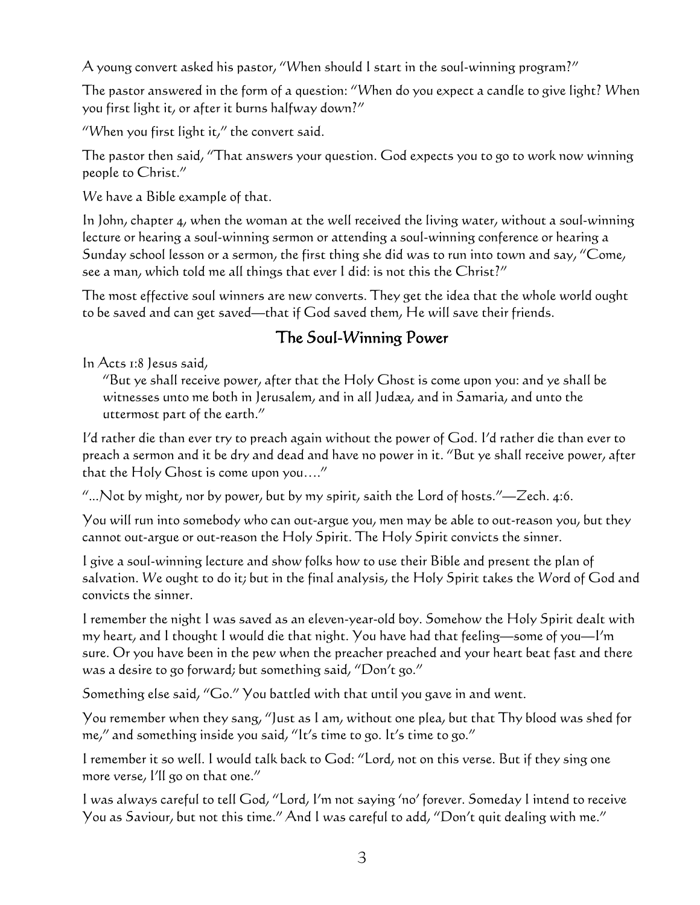A young convert asked his pastor, "When should I start in the soul-winning program?"

The pastor answered in the form of a question: "When do you expect a candle to give light? When you first light it, or after it burns halfway down?"

"When you first light it," the convert said.

The pastor then said, "That answers your question. God expects you to go to work now winning people to Christ."

We have a Bible example of that.

In John, chapter 4, when the woman at the well received the living water, without a soul-winning lecture or hearing a soul-winning sermon or attending a soul-winning conference or hearing a Sunday school lesson or a sermon, the first thing she did was to run into town and say, "Come, see a man, which told me all things that ever I did: is not this the Christ?"

The most effective soul winners are new converts. They get the idea that the whole world ought to be saved and can get saved—that if God saved them, He will save their friends.

## The Soul-Winning Power

In Acts 1:8 Jesus said,

> "But ye shall receive power, after that the Holy Ghost is come upon you: and ye shall be witnesses unto me both in Jerusalem, and in all Judæa, and in Samaria, and unto the uttermost part of the earth."

I'd rather die than ever try to preach again without the power of God. I'd rather die than ever to preach a sermon and it be dry and dead and have no power in it. "But ye shall receive power, after that the Holy Ghost is come upon you…."

"...Not by might, nor by power, but by my spirit, saith the Lord of hosts."—Zech. 4:6.

You will run into somebody who can out-argue you, men may be able to out-reason you, but they cannot out-argue or out-reason the Holy Spirit. The Holy Spirit convicts the sinner.

I give a soul-winning lecture and show folks how to use their Bible and present the plan of salvation. We ought to do it; but in the final analysis, the Holy Spirit takes the Word of God and convicts the sinner.

I remember the night I was saved as an eleven-year-old boy. Somehow the Holy Spirit dealt with my heart, and I thought I would die that night. You have had that feeling—some of you—I'm sure. Or you have been in the pew when the preacher preached and your heart beat fast and there was a desire to go forward; but something said, "Don't go."

Something else said, "Go." You battled with that until you gave in and went.

You remember when they sang, "Just as I am, without one plea, but that Thy blood was shed for me," and something inside you said, "It's time to go. It's time to go."

I remember it so well. I would talk back to God: "Lord, not on this verse. But if they sing one more verse, I'll go on that one."

I was always careful to tell God, "Lord, I'm not saying 'no' forever. Someday I intend to receive You as Saviour, but not this time." And I was careful to add, "Don't quit dealing with me."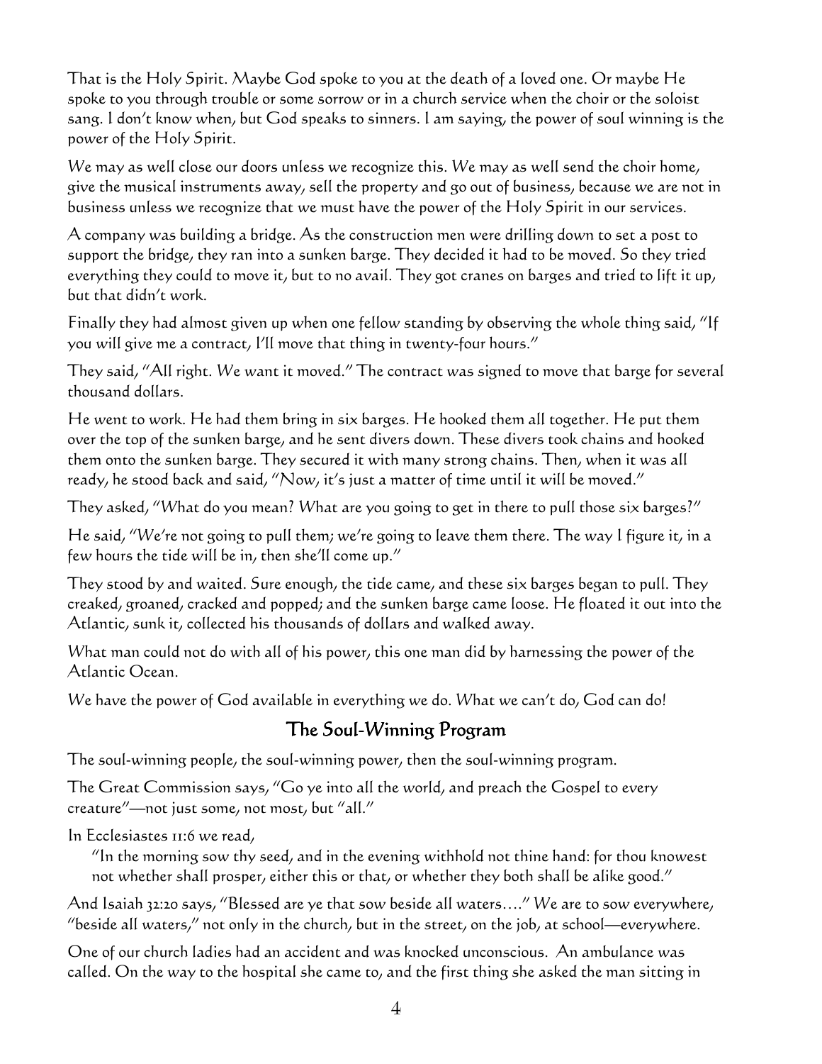That is the Holy Spirit. Maybe God spoke to you at the death of a loved one. Or maybe He spoke to you through trouble or some sorrow or in a church service when the choir or the soloist sang. I don't know when, but God speaks to sinners. I am saying, the power of soul winning is the power of the Holy Spirit.

We may as well close our doors unless we recognize this. We may as well send the choir home, give the musical instruments away, sell the property and go out of business, because we are not in business unless we recognize that we must have the power of the Holy Spirit in our services.

A company was building a bridge. As the construction men were drilling down to set a post to support the bridge, they ran into a sunken barge. They decided it had to be moved. So they tried everything they could to move it, but to no avail. They got cranes on barges and tried to lift it up, but that didn't work.

Finally they had almost given up when one fellow standing by observing the whole thing said, "If you will give me a contract, I'll move that thing in twenty-four hours."

They said, "All right. We want it moved." The contract was signed to move that barge for several thousand dollars.

He went to work. He had them bring in six barges. He hooked them all together. He put them over the top of the sunken barge, and he sent divers down. These divers took chains and hooked them onto the sunken barge. They secured it with many strong chains. Then, when it was all ready, he stood back and said, "Now, it's just a matter of time until it will be moved."

They asked, "What do you mean? What are you going to get in there to pull those six barges?"

He said, "We're not going to pull them; we're going to leave them there. The way I figure it, in a few hours the tide will be in, then she'll come up."

They stood by and waited. Sure enough, the tide came, and these six barges began to pull. They creaked, groaned, cracked and popped; and the sunken barge came loose. He floated it out into the Atlantic, sunk it, collected his thousands of dollars and walked away.

What man could not do with all of his power, this one man did by harnessing the power of the Atlantic Ocean.

We have the power of God available in everything we do. What we can't do, God can do!

## The Soul-Winning Program

The soul-winning people, the soul-winning power, then the soul-winning program.

The Great Commission says, "Go ye into all the world, and preach the Gospel to every creature"—not just some, not most, but "all."

In Ecclesiastes 11:6 we read,

> "In the morning sow thy seed, and in the evening withhold not thine hand: for thou knowest not whether shall prosper, either this or that, or whether they both shall be alike good."

And Isaiah 32:20 says, "Blessed are ye that sow beside all waters…." We are to sow everywhere, "beside all waters," not only in the church, but in the street, on the job, at school—everywhere.

One of our church ladies had an accident and was knocked unconscious. An ambulance was called. On the way to the hospital she came to, and the first thing she asked the man sitting in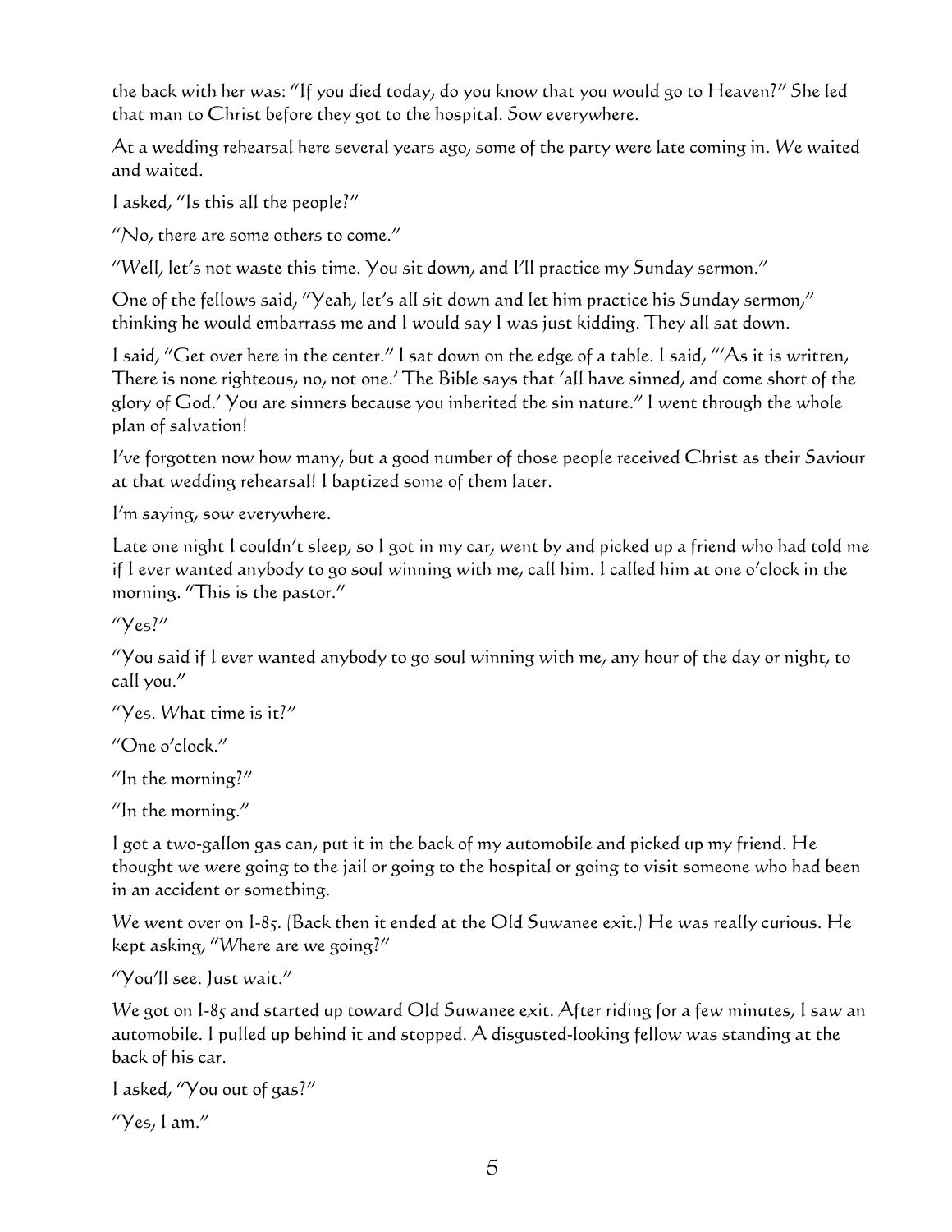the back with her was: "If you died today, do you know that you would go to Heaven?" She led that man to Christ before they got to the hospital. Sow everywhere.

At a wedding rehearsal here several years ago, some of the party were late coming in. We waited and waited.

I asked, "Is this all the people?"

"No, there are some others to come."

"Well, let's not waste this time. You sit down, and I'll practice my Sunday sermon."

One of the fellows said, "Yeah, let's all sit down and let him practice his Sunday sermon," thinking he would embarrass me and I would say I was just kidding. They all sat down.

I said, "Get over here in the center." I sat down on the edge of a table. I said, "'As it is written, There is none righteous, no, not one.' The Bible says that 'all have sinned, and come short of the glory of God.' You are sinners because you inherited the sin nature." I went through the whole plan of salvation!

I've forgotten now how many, but a good number of those people received Christ as their Saviour at that wedding rehearsal! I baptized some of them later.

I'm saying, sow everywhere.

Late one night I couldn't sleep, so I got in my car, went by and picked up a friend who had told me if I ever wanted anybody to go soul winning with me, call him. I called him at one o'clock in the morning. "This is the pastor."

"Yes?"

"You said if I ever wanted anybody to go soul winning with me, any hour of the day or night, to call you."

"Yes. What time is it?"

"One o'clock."

"In the morning?"

"In the morning."

I got a two-gallon gas can, put it in the back of my automobile and picked up my friend. He thought we were going to the jail or going to the hospital or going to visit someone who had been in an accident or something.

We went over on I-85. (Back then it ended at the Old Suwanee exit.) He was really curious. He kept asking, "Where are we going?"

"You'll see. Just wait."

We got on I-85 and started up toward Old Suwanee exit. After riding for a few minutes, I saw an automobile. I pulled up behind it and stopped. A disgusted-looking fellow was standing at the back of his car.

I asked, "You out of gas?"

"Yes, I am."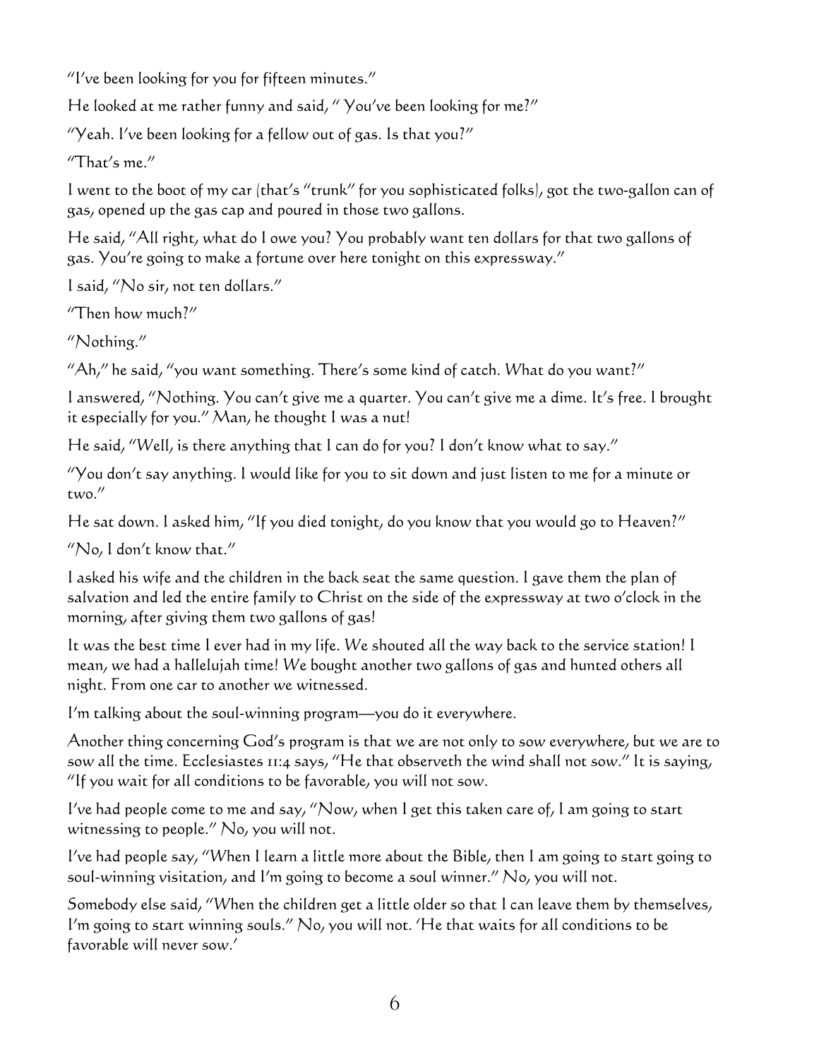"I've been looking for you for fifteen minutes."

He looked at me rather funny and said, " You've been looking for me?"

"Yeah. I've been looking for a fellow out of gas. Is that you?"

"That's me."

I went to the boot of my car (that's "trunk" for you sophisticated folks), got the two-gallon can of gas, opened up the gas cap and poured in those two gallons.

He said, "All right, what do I owe you? You probably want ten dollars for that two gallons of gas. You're going to make a fortune over here tonight on this expressway."

I said, "No sir, not ten dollars."

"Then how much?"

"Nothing."

"Ah," he said, "you want something. There's some kind of catch. What do you want?"

I answered, "Nothing. You can't give me a quarter. You can't give me a dime. It's free. I brought it especially for you." Man, he thought I was a nut!

He said, "Well, is there anything that I can do for you? I don't know what to say."

"You don't say anything. I would like for you to sit down and just listen to me for a minute or two."

He sat down. I asked him, "If you died tonight, do you know that you would go to Heaven?"

"No, I don't know that."

I asked his wife and the children in the back seat the same question. I gave them the plan of salvation and led the entire family to Christ on the side of the expressway at two o'clock in the morning, after giving them two gallons of gas!

It was the best time I ever had in my life. We shouted all the way back to the service station! I mean, we had a hallelujah time! We bought another two gallons of gas and hunted others all night. From one car to another we witnessed.

I'm talking about the soul-winning program—you do it everywhere.

Another thing concerning God's program is that we are not only to sow everywhere, but we are to sow all the time. Ecclesiastes 11:4 says, "He that observeth the wind shall not sow." It is saying, "If you wait for all conditions to be favorable, you will not sow.

I've had people come to me and say, "Now, when I get this taken care of, I am going to start witnessing to people." No, you will not.

I've had people say, "When I learn a little more about the Bible, then I am going to start going to soul-winning visitation, and I'm going to become a soul winner." No, you will not.

Somebody else said, "When the children get a little older so that I can leave them by themselves, I'm going to start winning souls." No, you will not. 'He that waits for all conditions to be favorable will never sow.'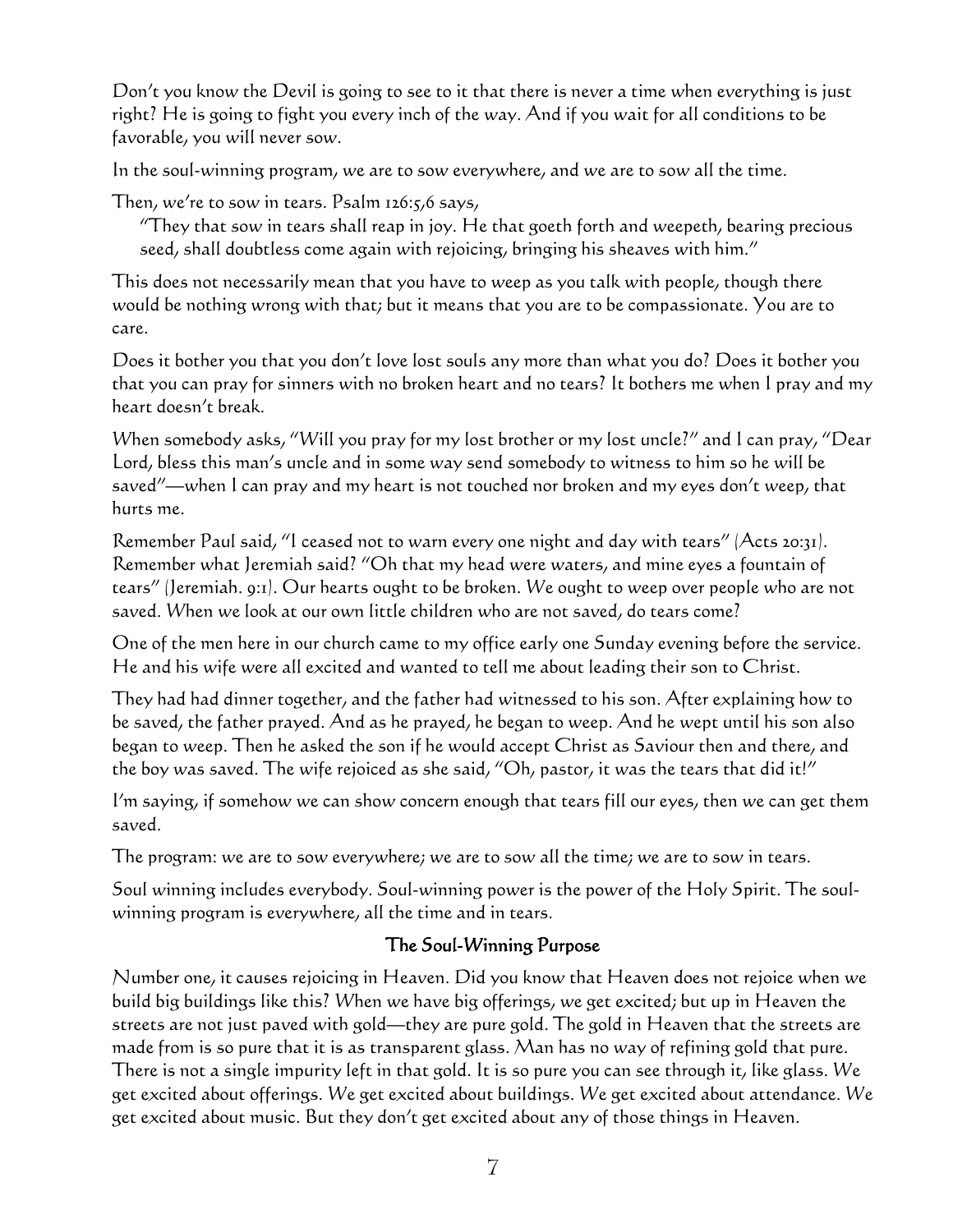Don't you know the Devil is going to see to it that there is never a time when everything is just right? He is going to fight you every inch of the way. And if you wait for all conditions to be favorable, you will never sow.

In the soul-winning program, we are to sow everywhere, and we are to sow all the time.

Then, we're to sow in tears. Psalm 126:5,6 says,

> "They that sow in tears shall reap in joy. He that goeth forth and weepeth, bearing precious seed, shall doubtless come again with rejoicing, bringing his sheaves with him."

This does not necessarily mean that you have to weep as you talk with people, though there would be nothing wrong with that; but it means that you are to be compassionate. You are to care.

Does it bother you that you don't love lost souls any more than what you do? Does it bother you that you can pray for sinners with no broken heart and no tears? It bothers me when I pray and my heart doesn't break.

When somebody asks, "Will you pray for my lost brother or my lost uncle?" and I can pray, "Dear Lord, bless this man's uncle and in some way send somebody to witness to him so he will be saved"—when I can pray and my heart is not touched nor broken and my eyes don't weep, that hurts me.

Remember Paul said, "I ceased not to warn every one night and day with tears" (Acts 20:31). Remember what Jeremiah said? "Oh that my head were waters, and mine eyes a fountain of tears" (Jeremiah. 9:1). Our hearts ought to be broken. We ought to weep over people who are not saved. When we look at our own little children who are not saved, do tears come?

One of the men here in our church came to my office early one Sunday evening before the service. He and his wife were all excited and wanted to tell me about leading their son to Christ.

They had had dinner together, and the father had witnessed to his son. After explaining how to be saved, the father prayed. And as he prayed, he began to weep. And he wept until his son also began to weep. Then he asked the son if he would accept Christ as Saviour then and there, and the boy was saved. The wife rejoiced as she said, "Oh, pastor, it was the tears that did it!"

I'm saying, if somehow we can show concern enough that tears fill our eyes, then we can get them saved.

The program: we are to sow everywhere; we are to sow all the time; we are to sow in tears.

Soul winning includes everybody. Soul-winning power is the power of the Holy Spirit. The soul-winning program is everywhere, all the time and in tears.

## The Soul-Winning Purpose

Number one, it causes rejoicing in Heaven. Did you know that Heaven does not rejoice when we build big buildings like this? When we have big offerings, we get excited; but up in Heaven the streets are not just paved with gold—they are pure gold. The gold in Heaven that the streets are made from is so pure that it is as transparent glass. Man has no way of refining gold that pure. There is not a single impurity left in that gold. It is so pure you can see through it, like glass. We get excited about offerings. We get excited about buildings. We get excited about attendance. We get excited about music. But they don't get excited about any of those things in Heaven.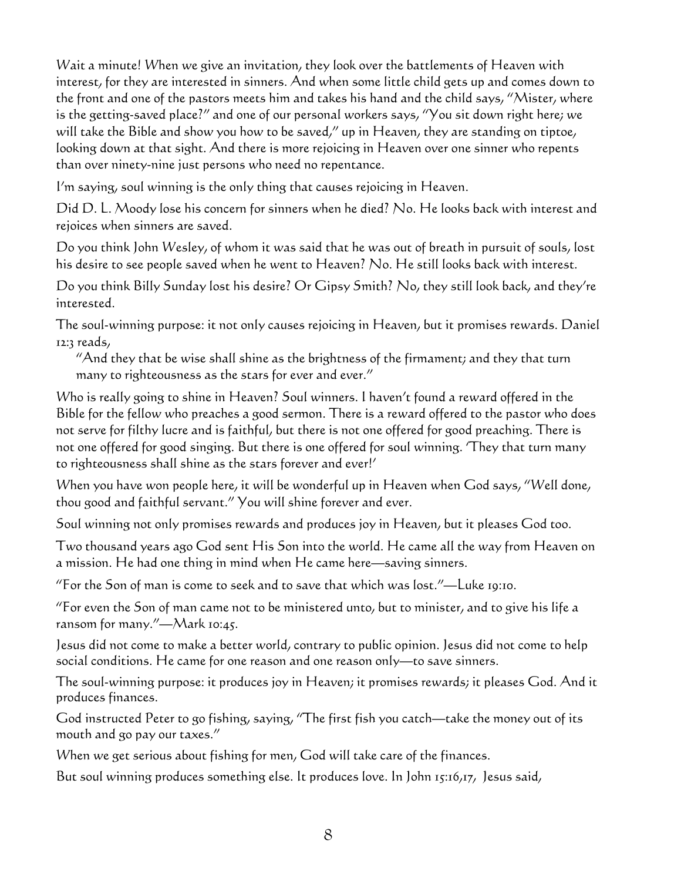Wait a minute! When we give an invitation, they look over the battlements of Heaven with interest, for they are interested in sinners. And when some little child gets up and comes down to the front and one of the pastors meets him and takes his hand and the child says, "Mister, where is the getting-saved place?" and one of our personal workers says, "You sit down right here; we will take the Bible and show you how to be saved," up in Heaven, they are standing on tiptoe, looking down at that sight. And there is more rejoicing in Heaven over one sinner who repents than over ninety-nine just persons who need no repentance.

I'm saying, soul winning is the only thing that causes rejoicing in Heaven.

Did D. L. Moody lose his concern for sinners when he died? No. He looks back with interest and rejoices when sinners are saved.

Do you think John Wesley, of whom it was said that he was out of breath in pursuit of souls, lost his desire to see people saved when he went to Heaven? No. He still looks back with interest.

Do you think Billy Sunday lost his desire? Or Gipsy Smith? No, they still look back, and they're interested.

The soul-winning purpose: it not only causes rejoicing in Heaven, but it promises rewards. Daniel 12:3 reads,

> "And they that be wise shall shine as the brightness of the firmament; and they that turn many to righteousness as the stars for ever and ever."

Who is really going to shine in Heaven? Soul winners. I haven't found a reward offered in the Bible for the fellow who preaches a good sermon. There is a reward offered to the pastor who does not serve for filthy lucre and is faithful, but there is not one offered for good preaching. There is not one offered for good singing. But there is one offered for soul winning. 'They that turn many to righteousness shall shine as the stars forever and ever!'

When you have won people here, it will be wonderful up in Heaven when God says, "Well done, thou good and faithful servant." You will shine forever and ever.

Soul winning not only promises rewards and produces joy in Heaven, but it pleases God too.

Two thousand years ago God sent His Son into the world. He came all the way from Heaven on a mission. He had one thing in mind when He came here—saving sinners.

"For the Son of man is come to seek and to save that which was lost."—Luke 19:10.

"For even the Son of man came not to be ministered unto, but to minister, and to give his life a ransom for many."—Mark 10:45.

Jesus did not come to make a better world, contrary to public opinion. Jesus did not come to help social conditions. He came for one reason and one reason only—to save sinners.

The soul-winning purpose: it produces joy in Heaven; it promises rewards; it pleases God. And it produces finances.

God instructed Peter to go fishing, saying, "The first fish you catch—take the money out of its mouth and go pay our taxes."

When we get serious about fishing for men, God will take care of the finances.

But soul winning produces something else. It produces love. In John 15:16,17, Jesus said,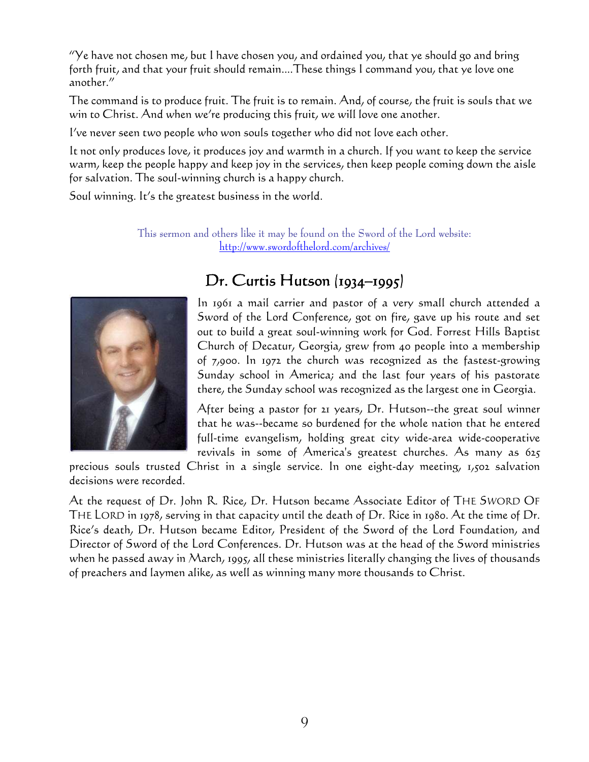"Ye have not chosen me, but I have chosen you, and ordained you, that ye should go and bring forth fruit, and that your fruit should remain....These things I command you, that ye love one another."

The command is to produce fruit. The fruit is to remain. And, of course, the fruit is souls that we win to Christ. And when we're producing this fruit, we will love one another.

I've never seen two people who won souls together who did not love each other.

It not only produces love, it produces joy and warmth in a church. If you want to keep the service warm, keep the people happy and keep joy in the services, then keep people coming down the aisle for salvation. The soul-winning church is a happy church.

Soul winning. It's the greatest business in the world.

This sermon and others like it may be found on the Sword of the Lord website: [http://www.swordofthelord.com/archives/](http://www.swordofthelord.com/archives/)

## Dr. Curtis Hutson (1934–1995)

In 1961 a mail carrier and pastor of a very small church attended a Sword of the Lord Conference, got on fire, gave up his route and set out to build a great soul-winning work for God. Forrest Hills Baptist Church of Decatur, Georgia, grew from 40 people into a membership of 7,900. In 1972 the church was recognized as the fastest-growing Sunday school in America; and the last four years of his pastorate there, the Sunday school was recognized as the largest one in Georgia.

After being a pastor for 21 years, Dr. Hutson--the great soul winner that he was--became so burdened for the whole nation that he entered full-time evangelism, holding great city wide-area wide-cooperative revivals in some of America's greatest churches. As many as 625 precious souls trusted Christ in a single service. In one eight-day meeting, 1,502 salvation decisions were recorded.

At the request of Dr. John R. Rice, Dr. Hutson became Associate Editor of THE SWORD OF THE LORD in 1978, serving in that capacity until the death of Dr. Rice in 1980. At the time of Dr. Rice's death, Dr. Hutson became Editor, President of the Sword of the Lord Foundation, and Director of Sword of the Lord Conferences. Dr. Hutson was at the head of the Sword ministries when he passed away in March, 1995, all these ministries literally changing the lives of thousands of preachers and laymen alike, as well as winning many more thousands to Christ.